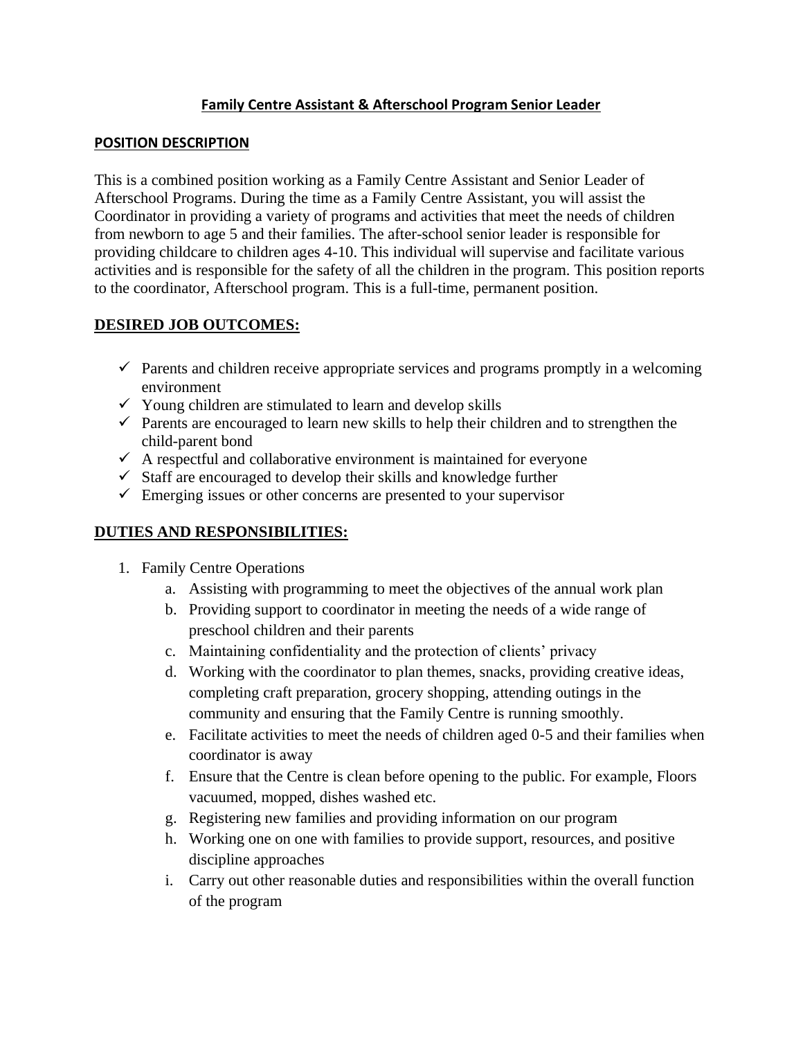# Family Centre Assistant & Afterschool Program Senior Leader

## POSITION DESCRIPTION

This is a combined position working as a Family Centre Assistant and Senior Leader of Afterschool Programs. During the time as a Family Centre Assistant, you will assist the Coordinator in providing a variety of programs and activities that meet the needs of children from newborn to age 5 and their families. The after-school senior leader is responsible for providing childcare to children ages 4-10. This individual will supervise and facilitate various activities and is responsible for the safety of all the children in the program. This position reports to the coordinator, Afterschool program. This is a full-time, permanent position.

## DESIRED JOB OUTCOMES:

- ✓ Parents and children receive appropriate services and programs promptly in a welcoming environment
- ✓ Young children are stimulated to learn and develop skills
- ✓ Parents are encouraged to learn new skills to help their children and to strengthen the child-parent bond
- ✓ A respectful and collaborative environment is maintained for everyone
- ✓ Staff are encouraged to develop their skills and knowledge further
- ✓ Emerging issues or other concerns are presented to your supervisor

## DUTIES AND RESPONSIBILITIES:

1. Family Centre Operations
   a. Assisting with programming to meet the objectives of the annual work plan
   b. Providing support to coordinator in meeting the needs of a wide range of preschool children and their parents
   c. Maintaining confidentiality and the protection of clients' privacy
   d. Working with the coordinator to plan themes, snacks, providing creative ideas, completing craft preparation, grocery shopping, attending outings in the community and ensuring that the Family Centre is running smoothly.
   e. Facilitate activities to meet the needs of children aged 0-5 and their families when coordinator is away
   f. Ensure that the Centre is clean before opening to the public. For example, Floors vacuumed, mopped, dishes washed etc.
   g. Registering new families and providing information on our program
   h. Working one on one with families to provide support, resources, and positive discipline approaches
   i. Carry out other reasonable duties and responsibilities within the overall function of the program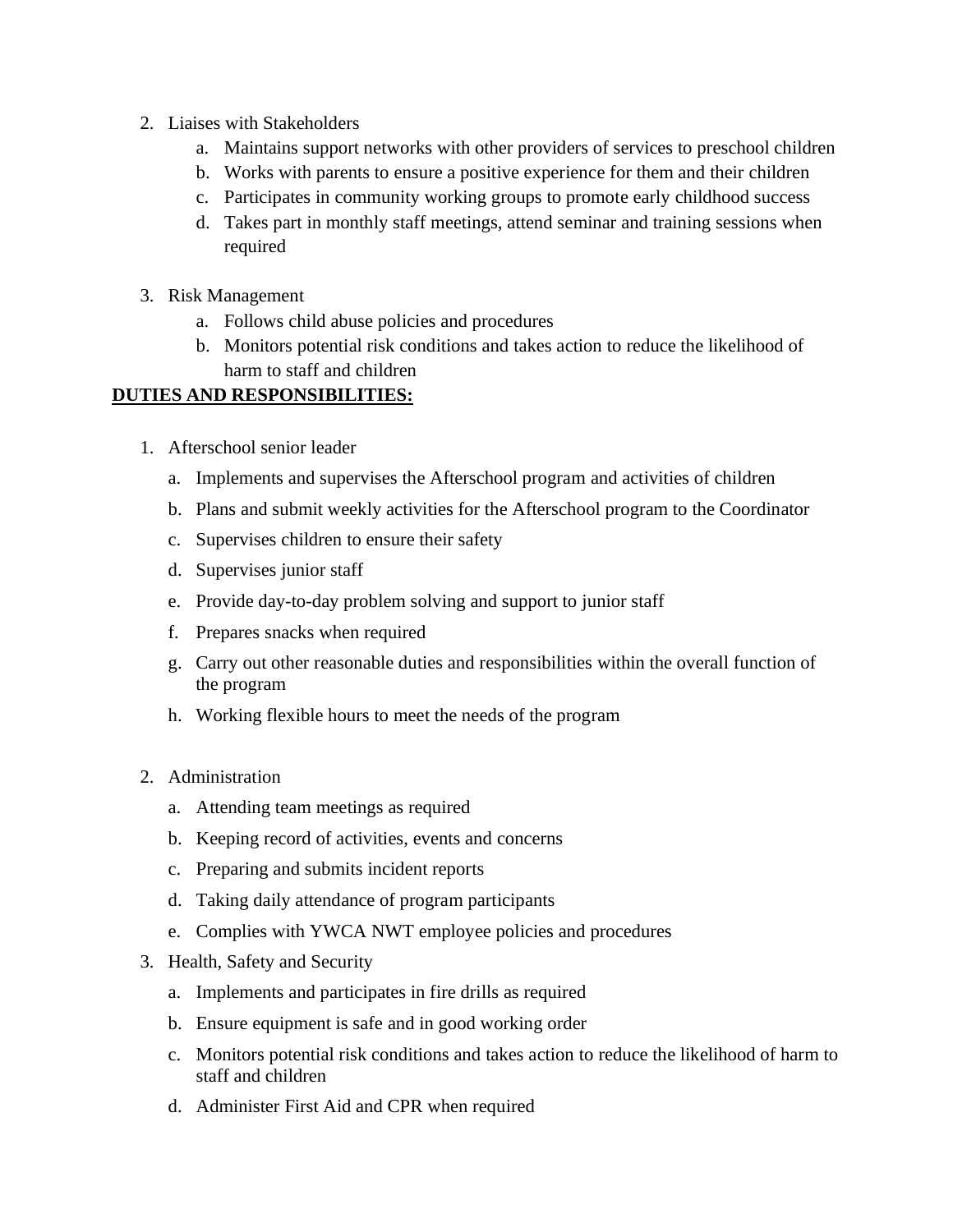2. Liaises with Stakeholders
    a. Maintains support networks with other providers of services to preschool children
    b. Works with parents to ensure a positive experience for them and their children
    c. Participates in community working groups to promote early childhood success
    d. Takes part in monthly staff meetings, attend seminar and training sessions when required

3. Risk Management
    a. Follows child abuse policies and procedures
    b. Monitors potential risk conditions and takes action to reduce the likelihood of harm to staff and children

**DUTIES AND RESPONSIBILITIES:**

1. Afterschool senior leader
    a. Implements and supervises the Afterschool program and activities of children
    b. Plans and submit weekly activities for the Afterschool program to the Coordinator
    c. Supervises children to ensure their safety
    d. Supervises junior staff
    e. Provide day-to-day problem solving and support to junior staff
    f. Prepares snacks when required
    g. Carry out other reasonable duties and responsibilities within the overall function of the program
    h. Working flexible hours to meet the needs of the program

2. Administration
    a. Attending team meetings as required
    b. Keeping record of activities, events and concerns
    c. Preparing and submits incident reports
    d. Taking daily attendance of program participants
    e. Complies with YWCA NWT employee policies and procedures

3. Health, Safety and Security
    a. Implements and participates in fire drills as required
    b. Ensure equipment is safe and in good working order
    c. Monitors potential risk conditions and takes action to reduce the likelihood of harm to staff and children
    d. Administer First Aid and CPR when required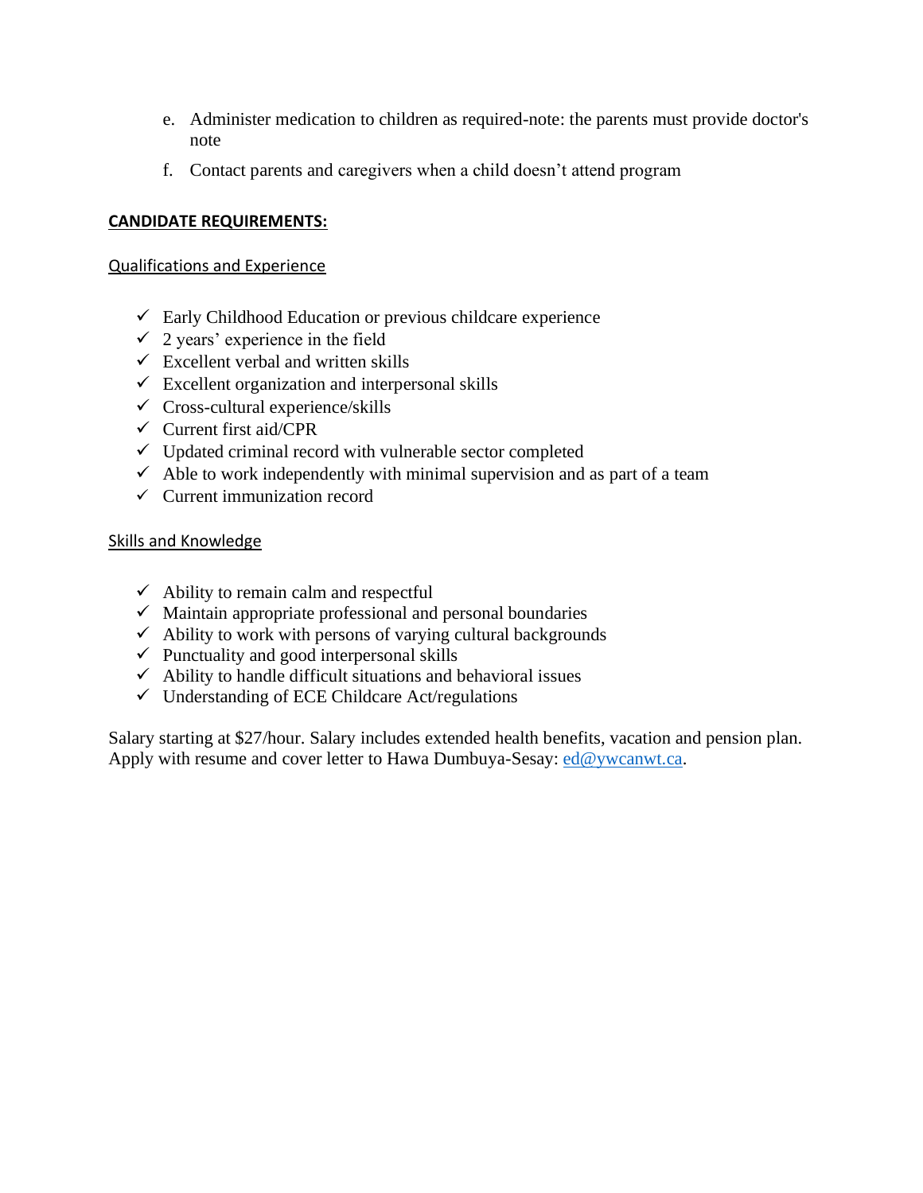e. Administer medication to children as required-note: the parents must provide doctor's note

f. Contact parents and caregivers when a child doesn't attend program

**CANDIDATE REQUIREMENTS:**

Qualifications and Experience

- ✓ Early Childhood Education or previous childcare experience
- ✓ 2 years' experience in the field
- ✓ Excellent verbal and written skills
- ✓ Excellent organization and interpersonal skills
- ✓ Cross-cultural experience/skills
- ✓ Current first aid/CPR
- ✓ Updated criminal record with vulnerable sector completed
- ✓ Able to work independently with minimal supervision and as part of a team
- ✓ Current immunization record

Skills and Knowledge

- ✓ Ability to remain calm and respectful
- ✓ Maintain appropriate professional and personal boundaries
- ✓ Ability to work with persons of varying cultural backgrounds
- ✓ Punctuality and good interpersonal skills
- ✓ Ability to handle difficult situations and behavioral issues
- ✓ Understanding of ECE Childcare Act/regulations

Salary starting at $27/hour. Salary includes extended health benefits, vacation and pension plan. Apply with resume and cover letter to Hawa Dumbuya-Sesay: ed@ywcanwt.ca.